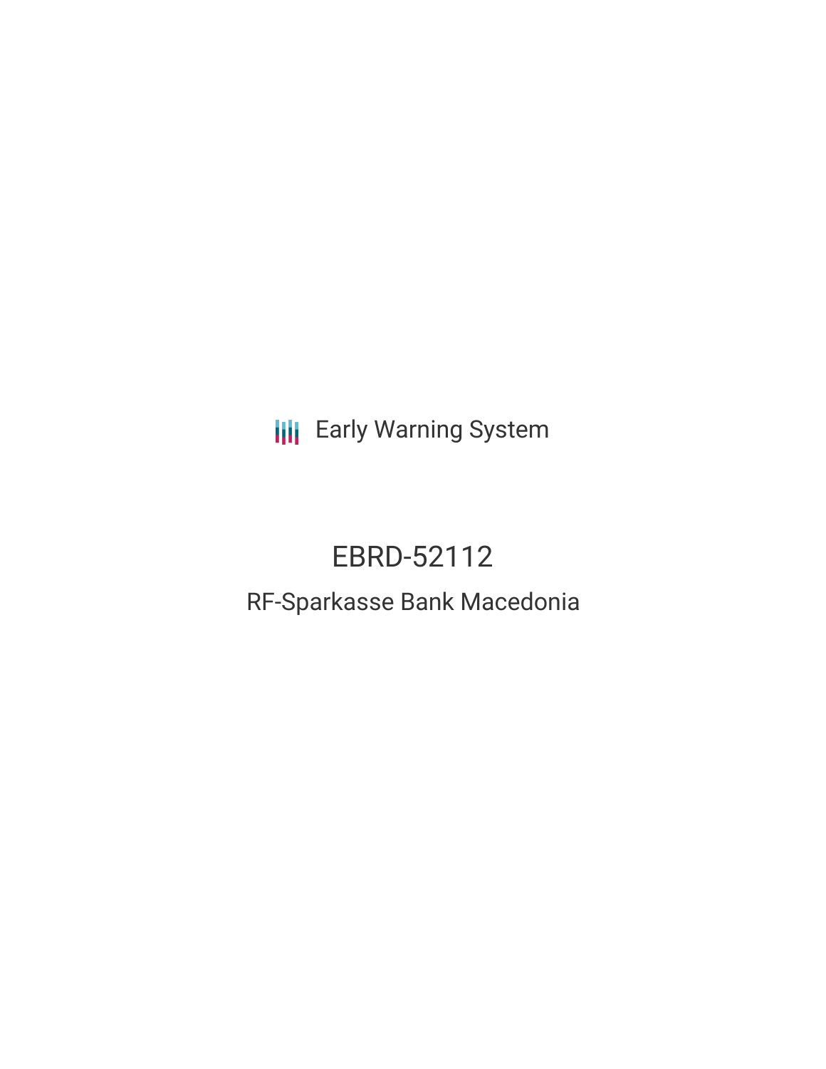Early Warning System

# EBRD-52112

## RF-Sparkasse Bank Macedonia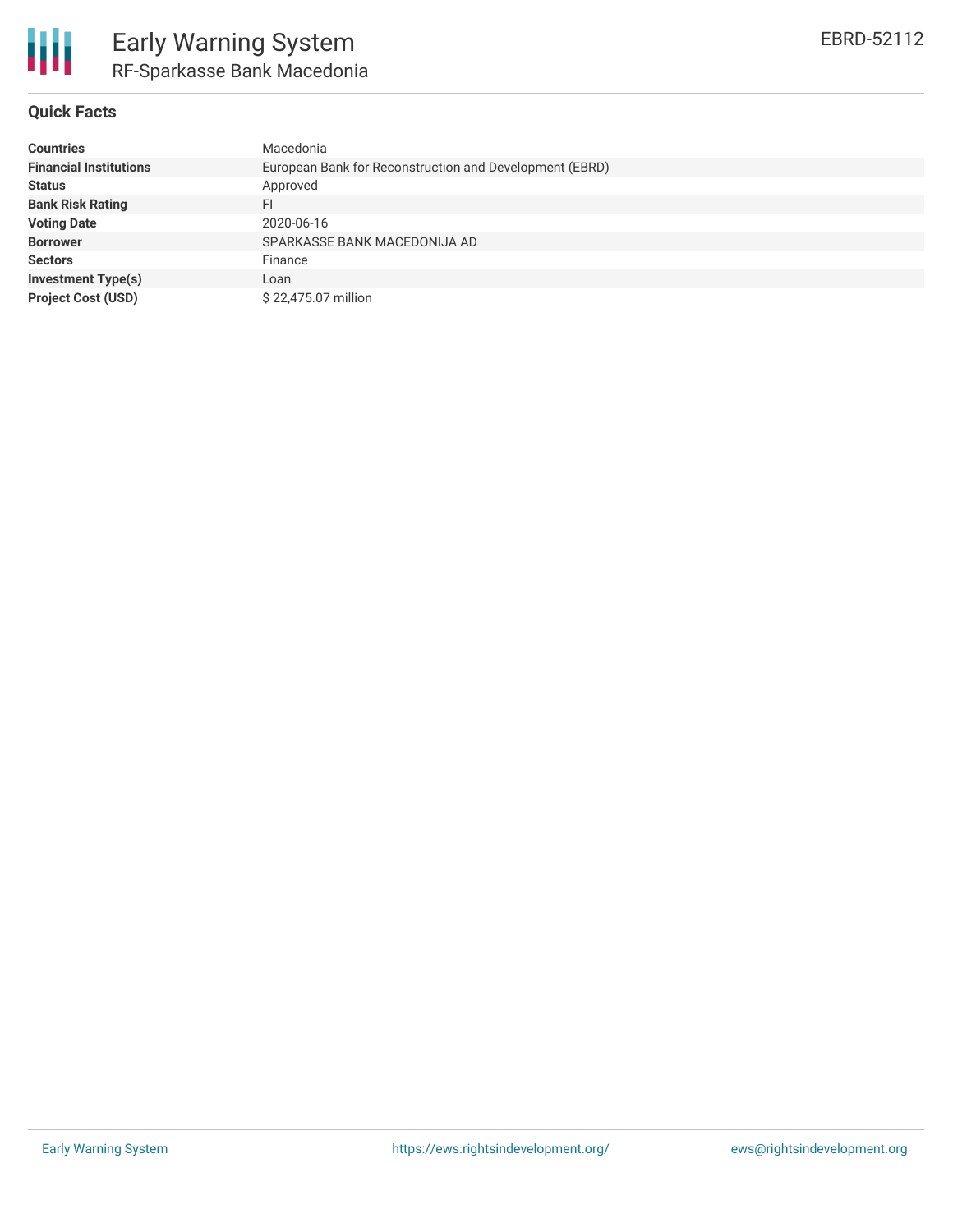# Early Warning System
## RF-Sparkasse Bank Macedonia

EBRD-52112

### Quick Facts

| | |
|---|---|
| **Countries** | Macedonia |
| **Financial Institutions** | European Bank for Reconstruction and Development (EBRD) |
| **Status** | Approved |
| **Bank Risk Rating** | FI |
| **Voting Date** | 2020-06-16 |
| **Borrower** | SPARKASSE BANK MACEDONIJA AD |
| **Sectors** | Finance |
| **Investment Type(s)** | Loan |
| **Project Cost (USD)** | $ 22,475.07 million |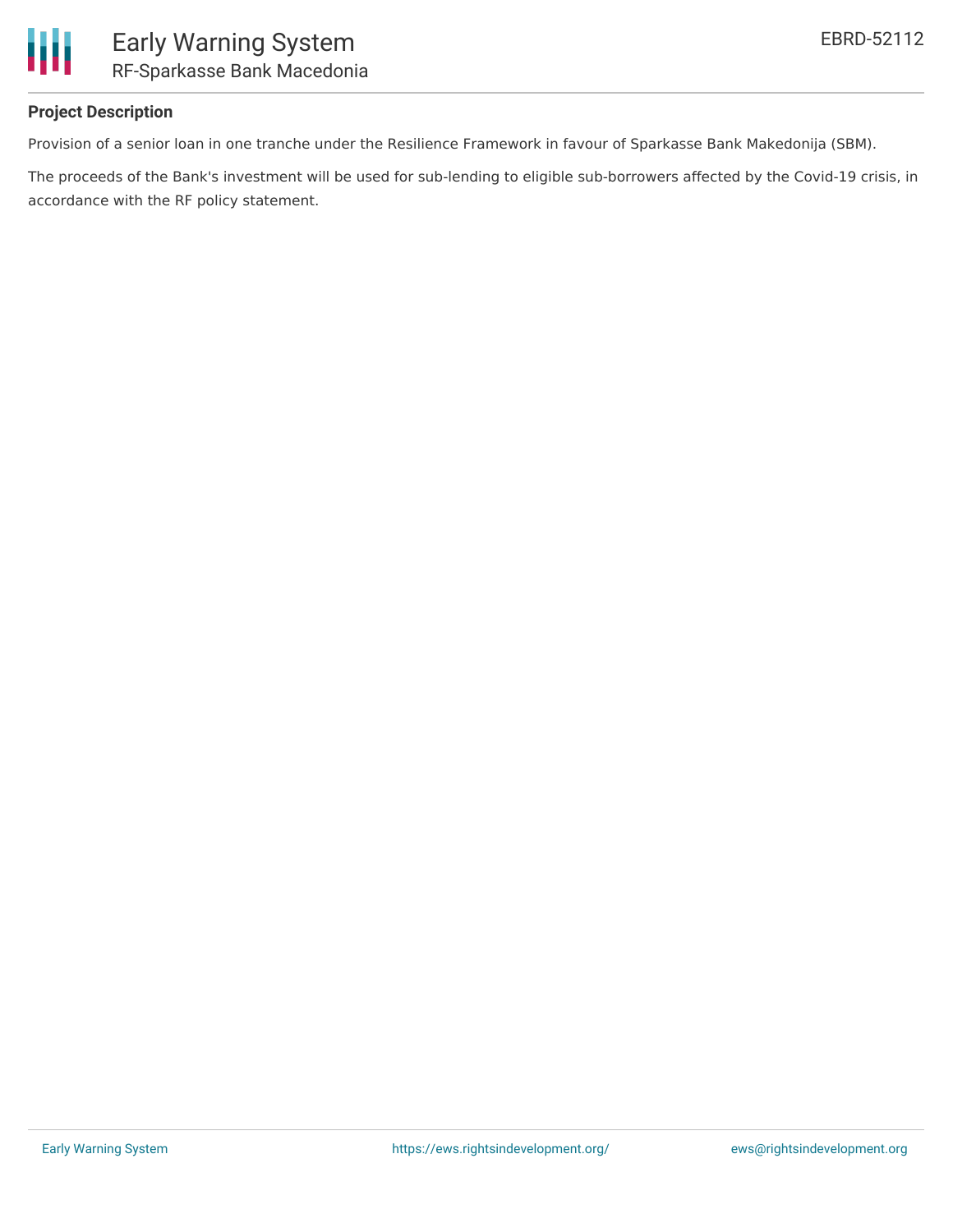## Project Description

Provision of a senior loan in one tranche under the Resilience Framework in favour of Sparkasse Bank Makedonija (SBM).

The proceeds of the Bank's investment will be used for sub-lending to eligible sub-borrowers affected by the Covid-19 crisis, in accordance with the RF policy statement.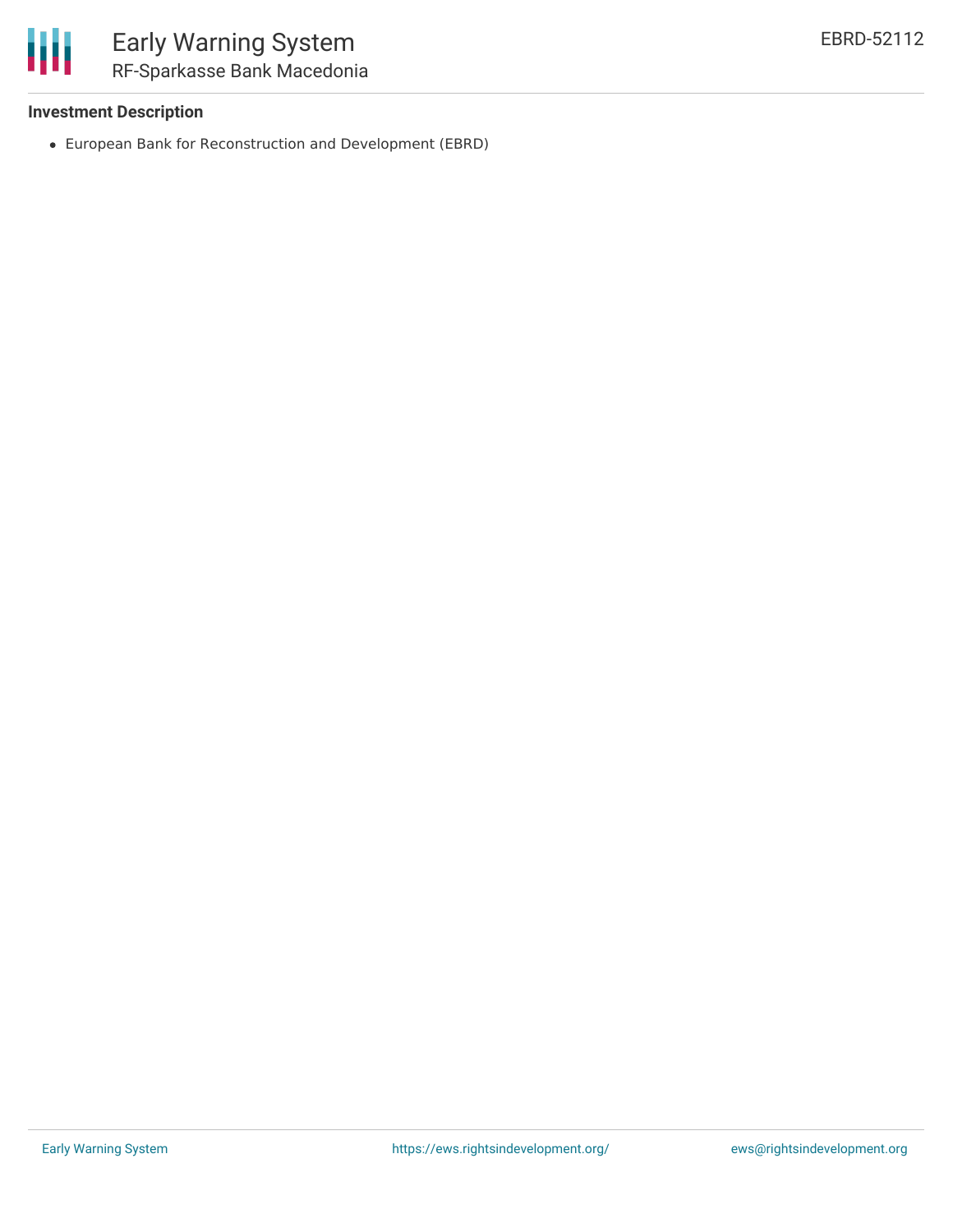**Investment Description**

- European Bank for Reconstruction and Development (EBRD)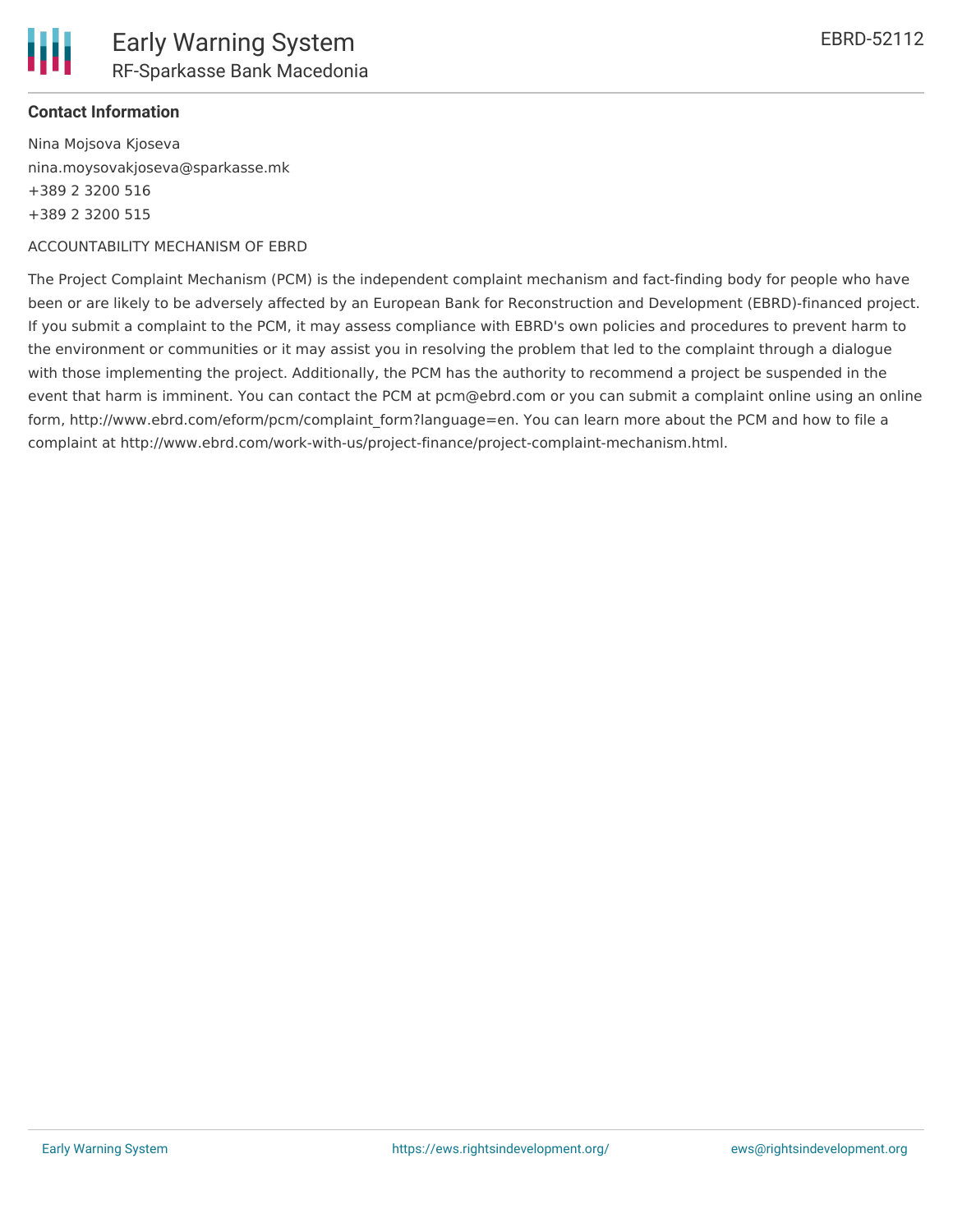**Contact Information**

Nina Mojsova Kjoseva
nina.moysovakjoseva@sparkasse.mk
+389 2 3200 516
+389 2 3200 515

ACCOUNTABILITY MECHANISM OF EBRD

The Project Complaint Mechanism (PCM) is the independent complaint mechanism and fact-finding body for people who have been or are likely to be adversely affected by an European Bank for Reconstruction and Development (EBRD)-financed project. If you submit a complaint to the PCM, it may assess compliance with EBRD's own policies and procedures to prevent harm to the environment or communities or it may assist you in resolving the problem that led to the complaint through a dialogue with those implementing the project. Additionally, the PCM has the authority to recommend a project be suspended in the event that harm is imminent. You can contact the PCM at pcm@ebrd.com or you can submit a complaint online using an online form, http://www.ebrd.com/eform/pcm/complaint_form?language=en. You can learn more about the PCM and how to file a complaint at http://www.ebrd.com/work-with-us/project-finance/project-complaint-mechanism.html.